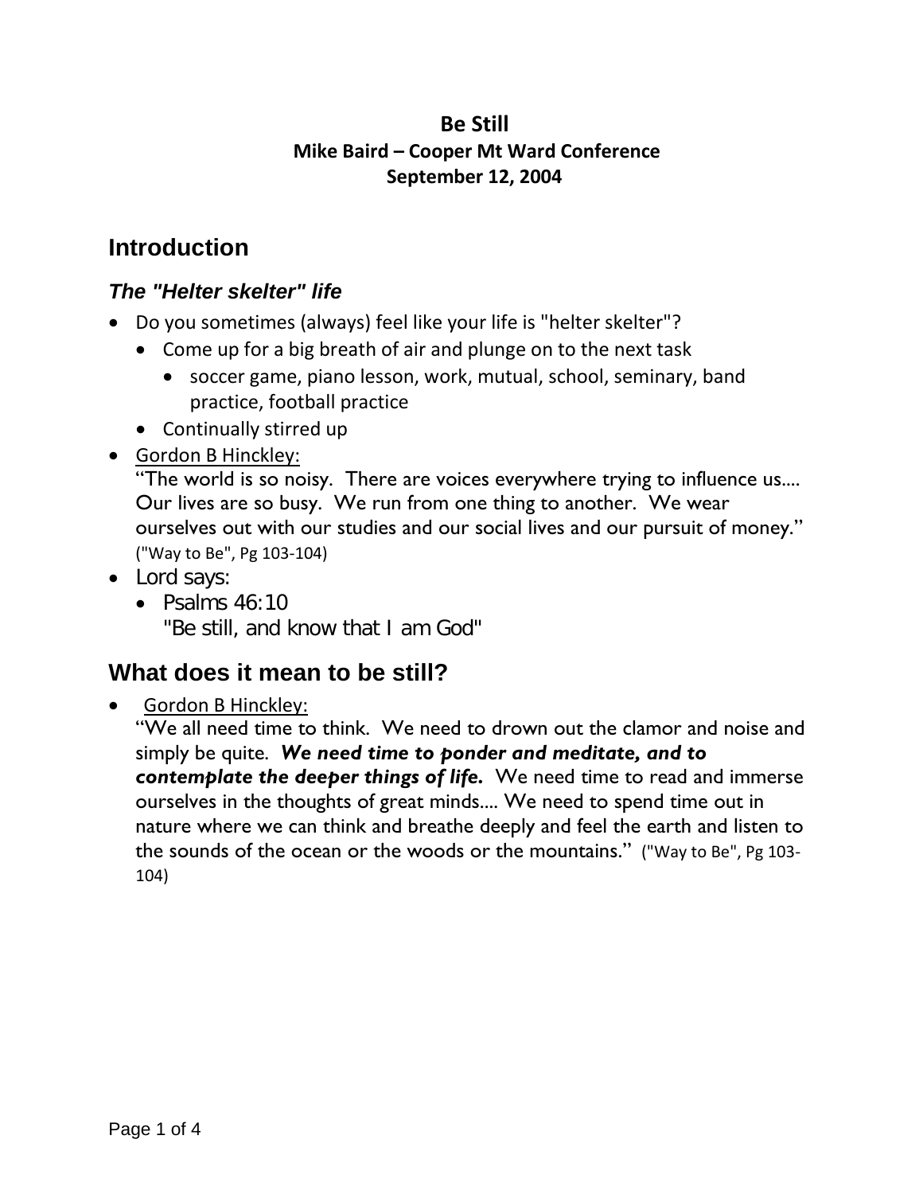# Be Still

**Mike Baird – Cooper Mt Ward Conference**
**September 12, 2004**

## Introduction

### *The "Helter skelter" life*

- Do you sometimes (always) feel like your life is "helter skelter"?
  - Come up for a big breath of air and plunge on to the next task
    - soccer game, piano lesson, work, mutual, school, seminary, band practice, football practice
  - Continually stirred up
- Gordon B Hinckley:
  "The world is so noisy. There are voices everywhere trying to influence us.... Our lives are so busy. We run from one thing to another. We wear ourselves out with our studies and our social lives and our pursuit of money." ("Way to Be", Pg 103-104)
- Lord says:
  - Psalms 46:10
    "Be still, and know that I am God"

## What does it mean to be still?

- Gordon B Hinckley:
  "We all need time to think. We need to drown out the clamor and noise and simply be quite. ***We need time to ponder and meditate, and to contemplate the deeper things of life.*** We need time to read and immerse ourselves in the thoughts of great minds.... We need to spend time out in nature where we can think and breathe deeply and feel the earth and listen to the sounds of the ocean or the woods or the mountains." ("Way to Be", Pg 103-104)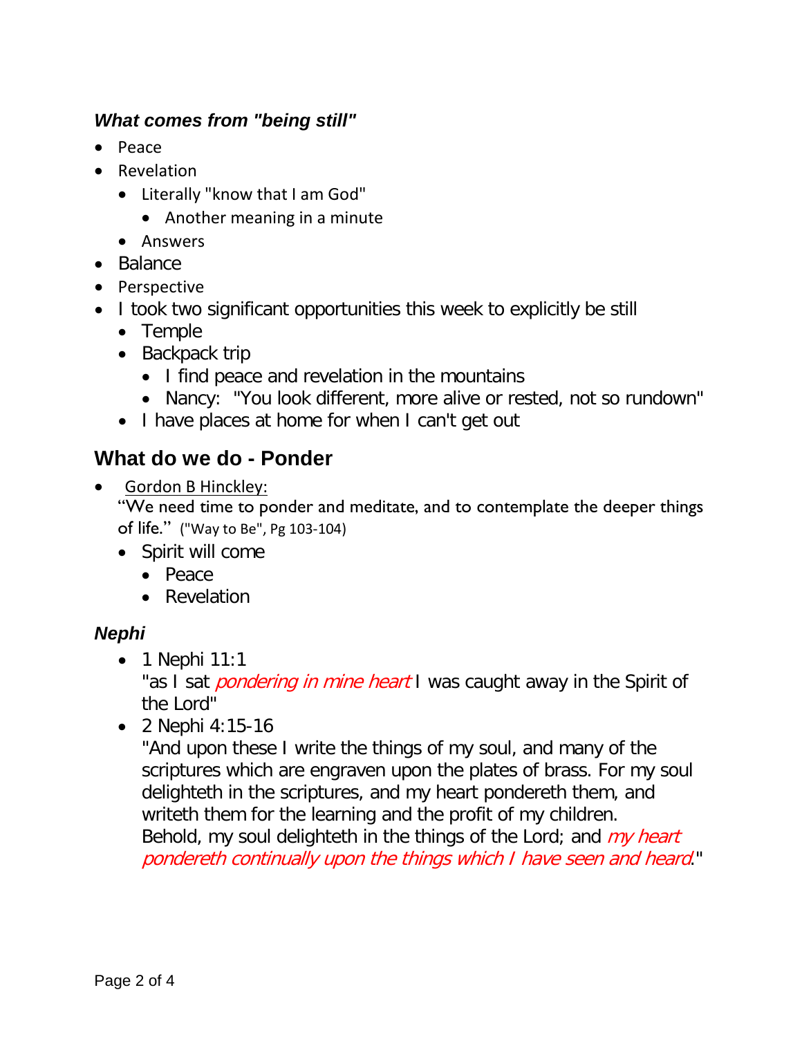### *What comes from "being still"*

- Peace
- Revelation
  - Literally "know that I am God"
    - Another meaning in a minute
  - Answers
- Balance
- Perspective
- I took two significant opportunities this week to explicitly be still
  - Temple
  - Backpack trip
    - I find peace and revelation in the mountains
    - Nancy:  "You look different, more alive or rested, not so rundown"
  - I have places at home for when I can't get out

## What do we do - Ponder

- Gordon B Hinckley:
  "We need time to ponder and meditate, and to contemplate the deeper things of life." ("Way to Be", Pg 103-104)
  - Spirit will come
    - Peace
    - Revelation

### *Nephi*

- 1 Nephi 11:1
  "as I sat *pondering in mine heart* I was caught away in the Spirit of the Lord"
- 2 Nephi 4:15-16
  "And upon these I write the things of my soul, and many of the scriptures which are engraven upon the plates of brass. For my soul delighteth in the scriptures, and my heart pondereth them, and writeth them for the learning and the profit of my children.
  Behold, my soul delighteth in the things of the Lord; and *my heart pondereth continually upon the things which I have seen and heard*."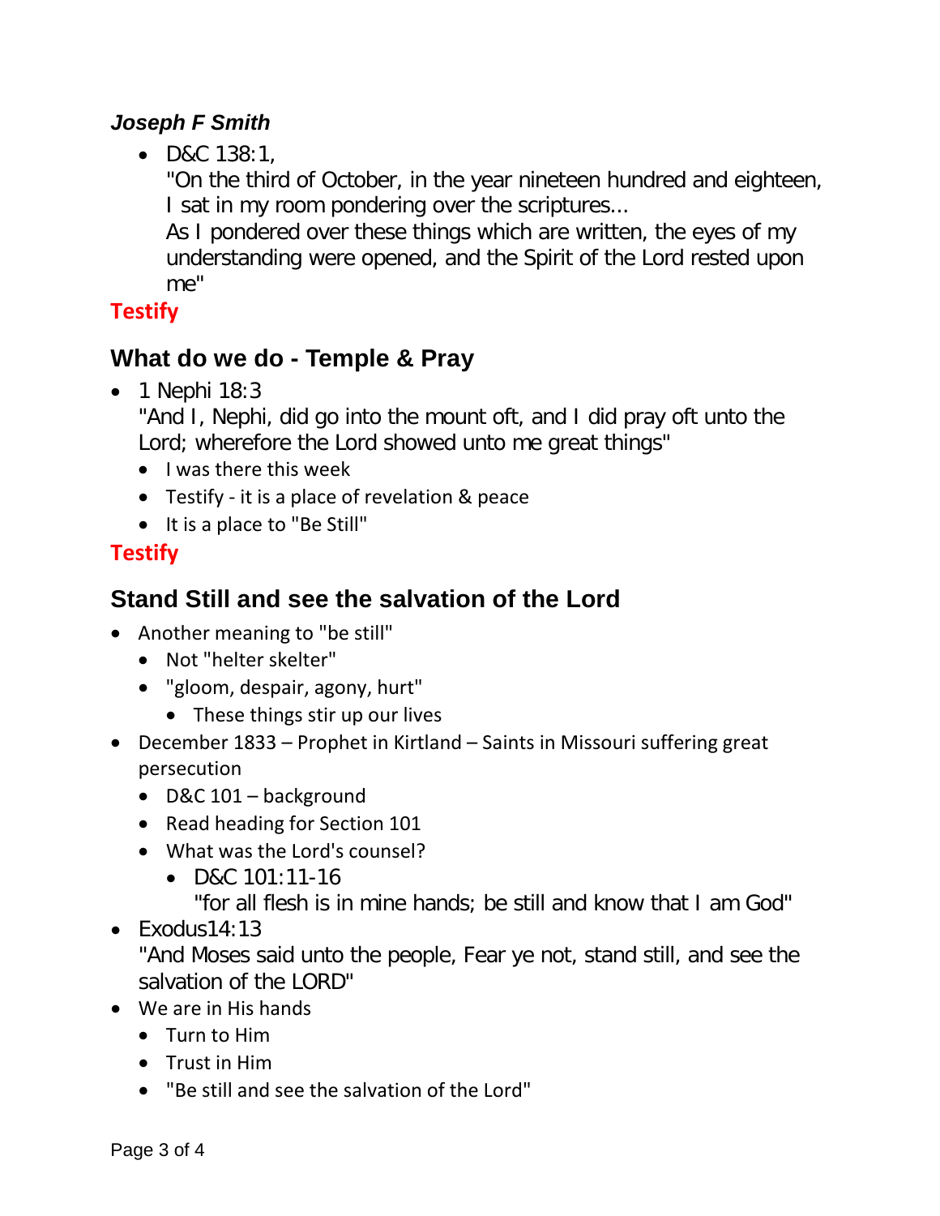***Joseph F Smith***

- D&C 138:1,
  "On the third of October, in the year nineteen hundred and eighteen, I sat in my room pondering over the scriptures...
  As I pondered over these things which are written, the eyes of my understanding were opened, and the Spirit of the Lord rested upon me"

**Testify**

## What do we do - Temple & Pray

- 1 Nephi 18:3
  "And I, Nephi, did go into the mount oft, and I did pray oft unto the Lord; wherefore the Lord showed unto me great things"
  - I was there this week
  - Testify - it is a place of revelation & peace
  - It is a place to "Be Still"

**Testify**

## Stand Still and see the salvation of the Lord

- Another meaning to "be still"
  - Not "helter skelter"
  - "gloom, despair, agony, hurt"
    - These things stir up our lives
- December 1833 – Prophet in Kirtland – Saints in Missouri suffering great persecution
  - D&C 101 – background
  - Read heading for Section 101
  - What was the Lord's counsel?
    - D&C 101:11-16
      "for all flesh is in mine hands; be still and know that I am God"
- Exodus14:13
  "And Moses said unto the people, Fear ye not, stand still, and see the salvation of the LORD"
- We are in His hands
  - Turn to Him
  - Trust in Him
  - "Be still and see the salvation of the Lord"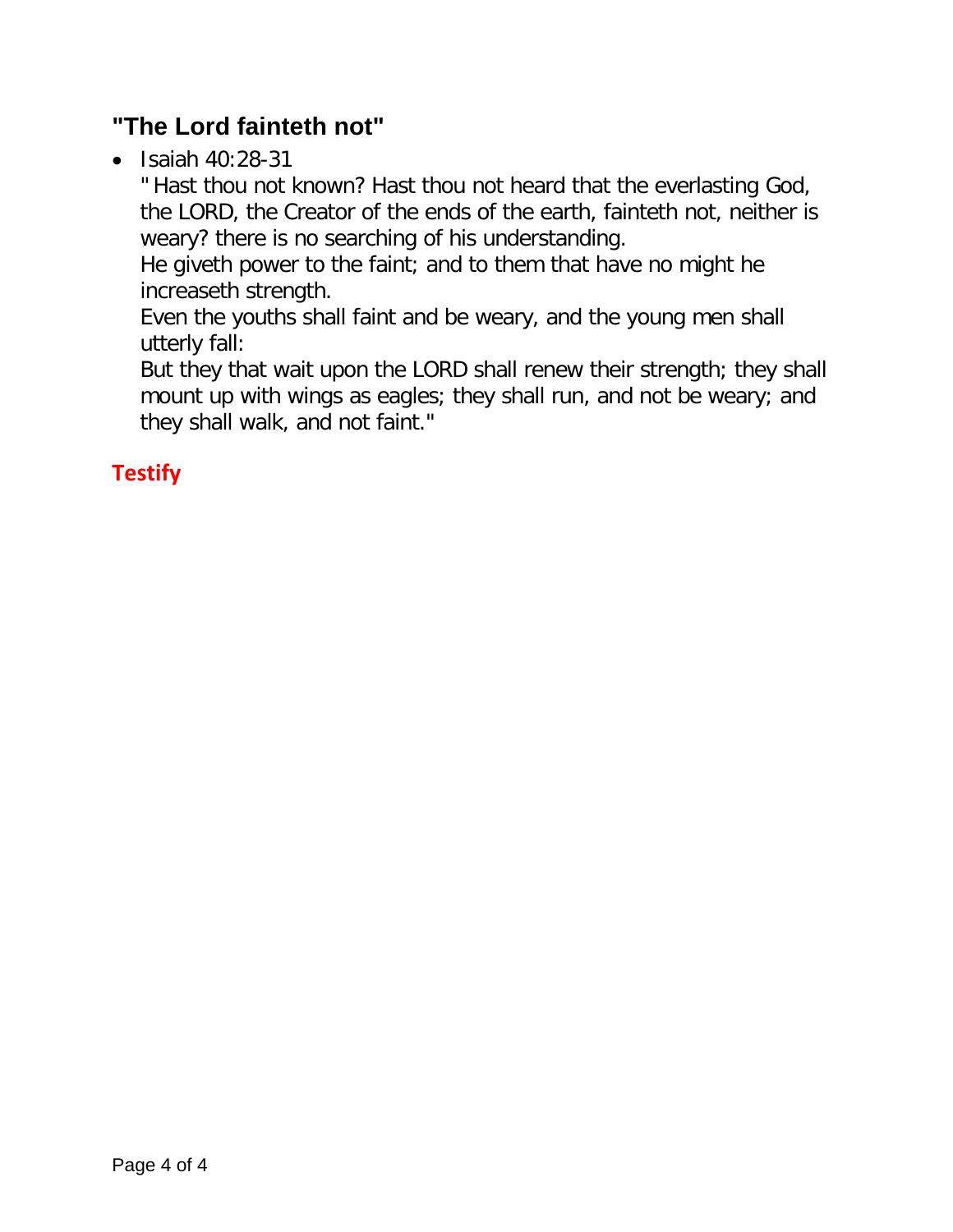## "The Lord fainteth not"

- Isaiah 40:28-31
  " Hast thou not known? Hast thou not heard that the everlasting God, the LORD, the Creator of the ends of the earth, fainteth not, neither is weary? there is no searching of his understanding.
  He giveth power to the faint; and to them that have no might he increaseth strength.
  Even the youths shall faint and be weary, and the young men shall utterly fall:
  But they that wait upon the LORD shall renew their strength; they shall mount up with wings as eagles; they shall run, and not be weary; and they shall walk, and not faint."

**Testify**